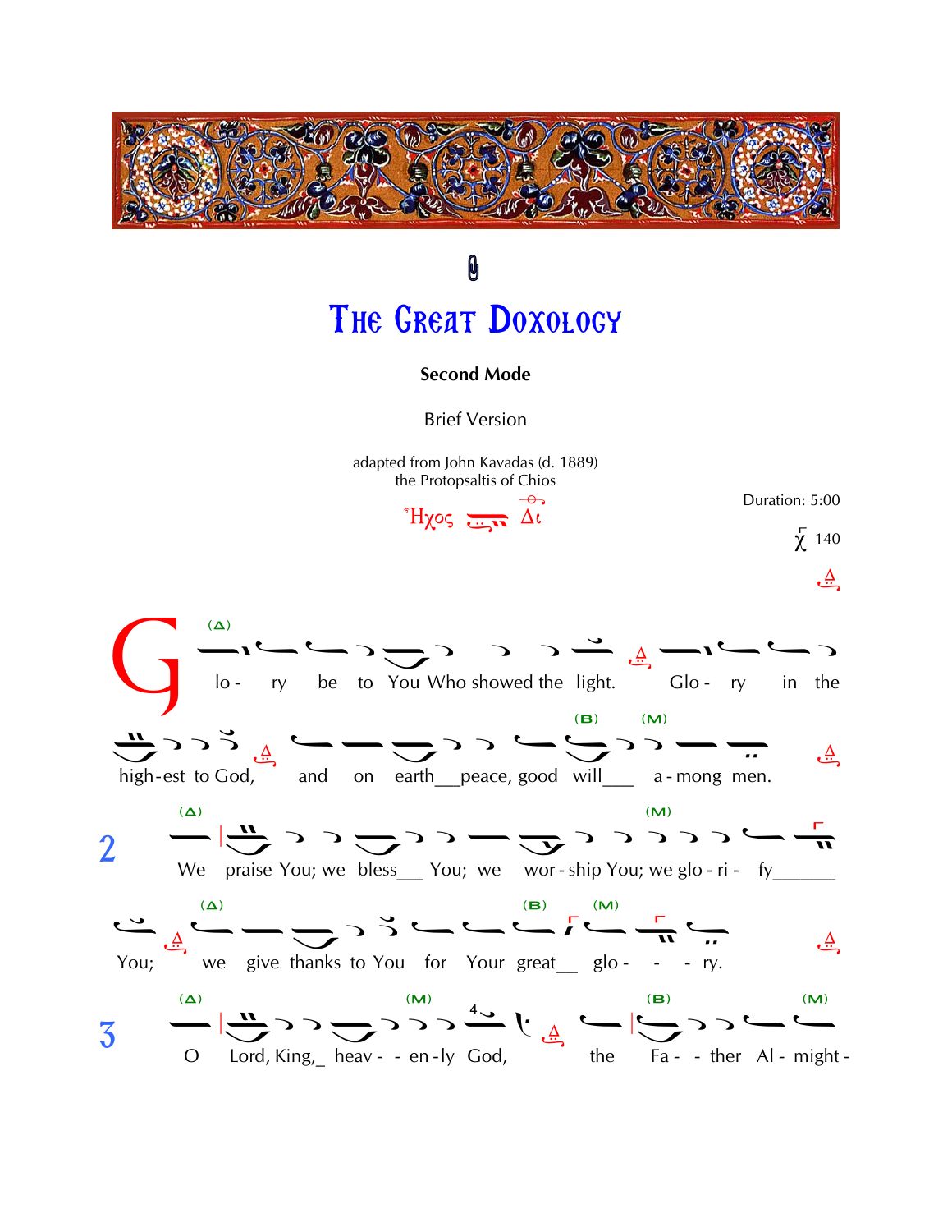# The Great Doxology

**Second Mode**

Brief Version

adapted from John Kavadas (d. 1889)
the Protopsaltis of Chios

Ἦχος Δι

Duration: 5:00

χ 140

Glo - ry be to You Who showed the light. Glo - ry in the high-est to God, and on earth peace, good will a - mong men.

2 We praise You; we bless You; we wor - ship You; we glo - ri - fy You; we give thanks to You for Your great glo - - - ry.

3 O Lord, King, heav - - en - ly God, the Fa - - ther Al - might -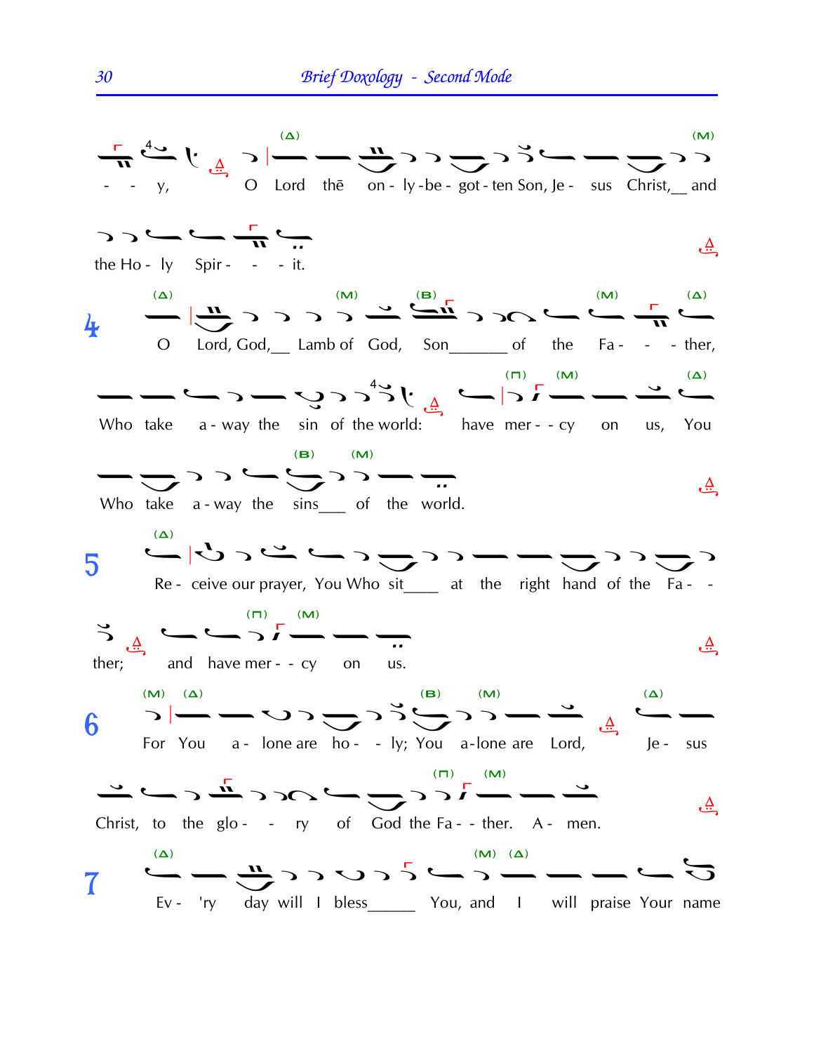- - y, O Lord thē on - ly - be - got - ten Son, Je - sus Christ,__ and

the Ho - ly Spir - - - it.

4 O Lord, God,__ Lamb of God, Son_______ of the Fa - - - ther,

Who take a - way the sin of the world: have mer - - cy on us, You

Who take a - way the sins___ of the world.

5 Re - ceive our prayer, You Who sit____ at the right hand of the Fa - -

ther; and have mer - - cy on us.

6 For You a - lone are ho - - ly; You a - lone are Lord, Je - sus

Christ, to the glo - - ry of God the Fa - - ther. A - men.

7 Ev - 'ry day will I bless_____ You, and I will praise Your name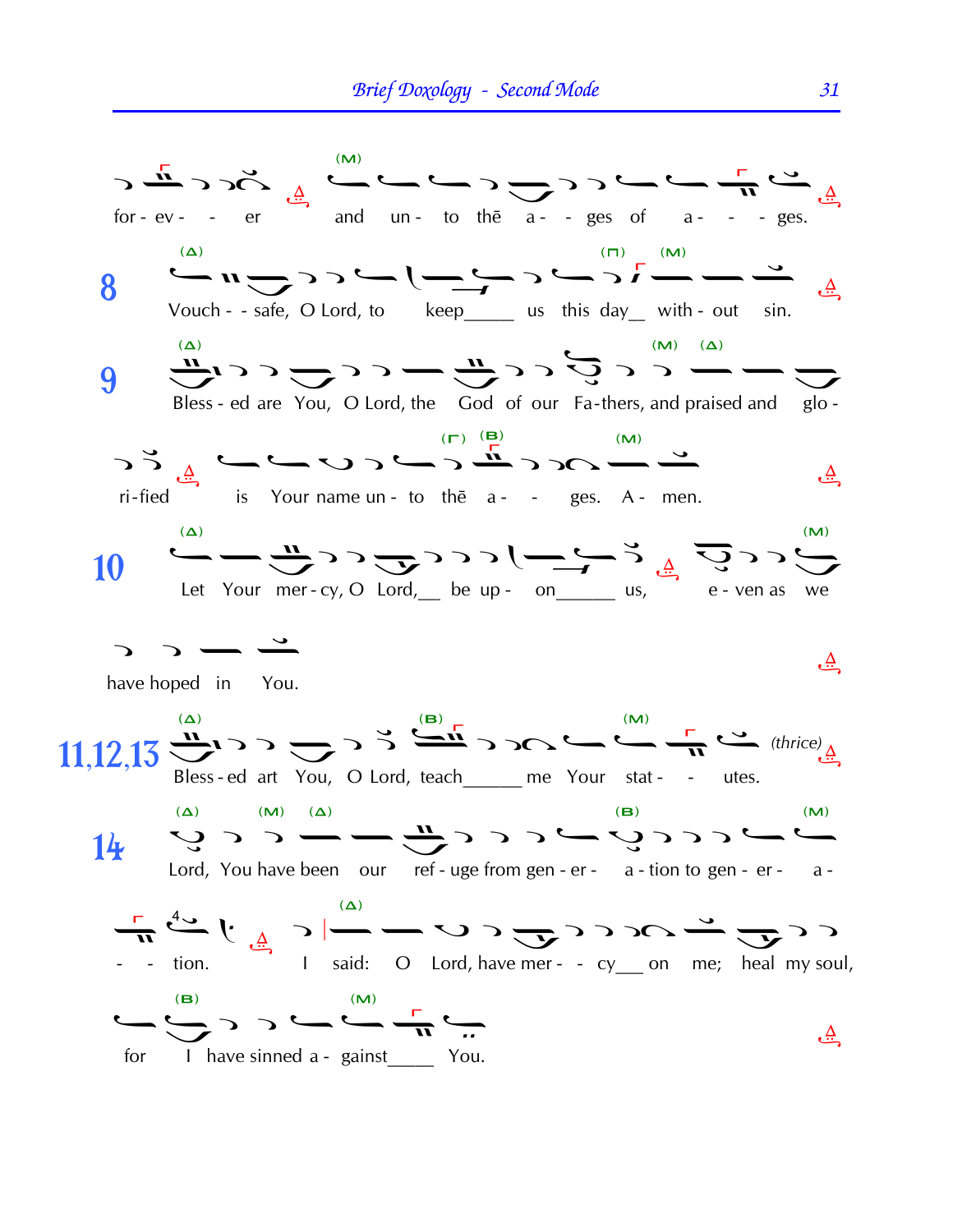for - ev - - er and un - to thē a - - ges of a - - - ges.

**8** Vouch - - safe, O Lord, to keep_____ us this day__ with - out sin.

**9** Bless - ed are You, O Lord, the God of our Fa-thers, and praised and glo - ri-fied is Your name un - to thē a - - ges. A - men.

**10** Let Your mer - cy, O Lord,__ be up - on______ us, e - ven as we have hoped in You.

**11,12,13** Bless - ed art You, O Lord, teach______ me Your stat - - utes. *(thrice)*

**14** Lord, You have been our ref - uge from gen - er - a - tion to gen - er - a - - - tion. I said: O Lord, have mer - - cy___ on me; heal my soul, for I have sinned a - gainst_____ You.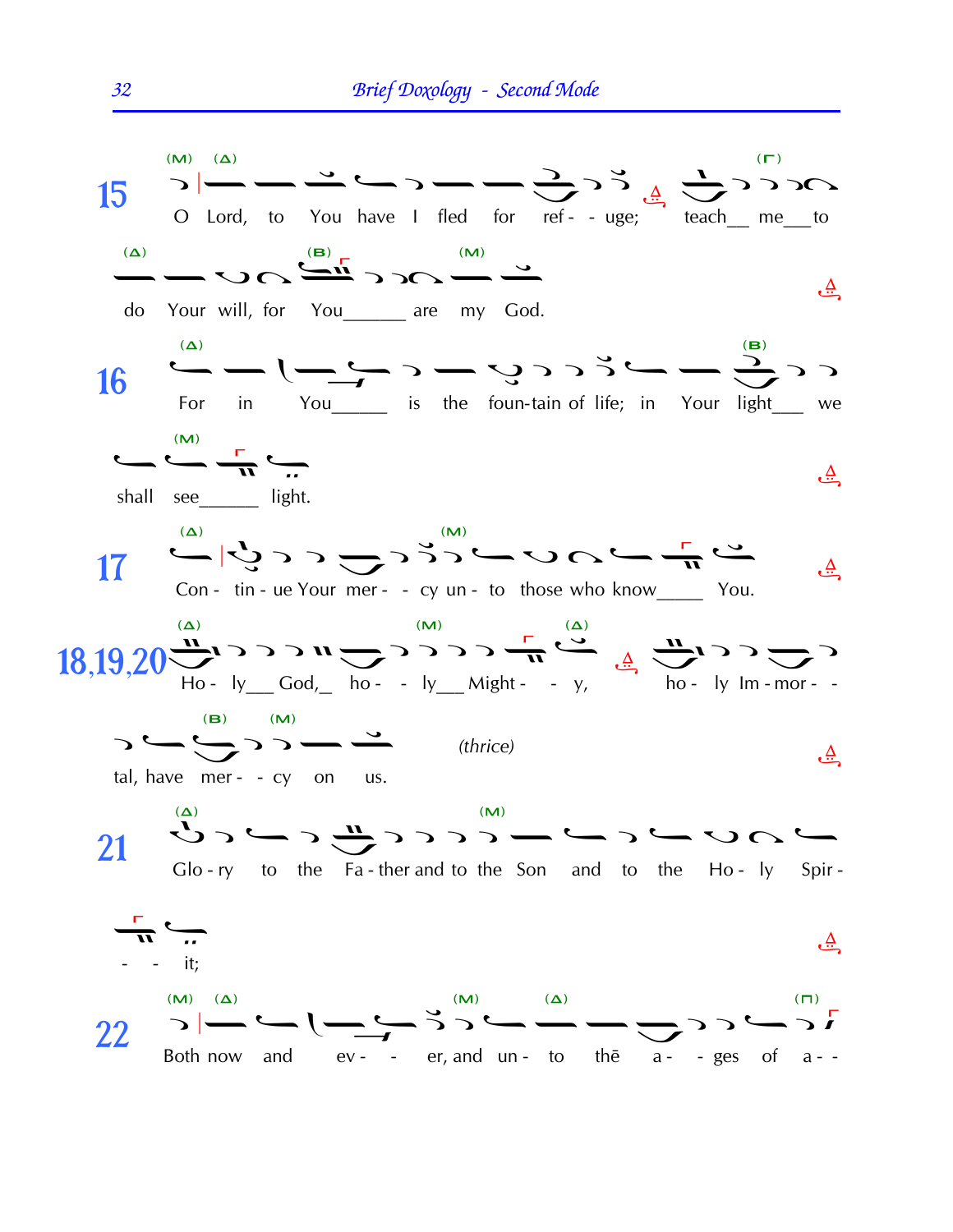**15** O Lord, to You have I fled for ref - - uge; teach__ me__to do Your will, for You______ are my God.

**16** For in You_____ is the foun-tain of life; in Your light___ we shall see______ light.

**17** Con - tin - ue Your mer - - cy un - to those who know_____ You.

**18,19,20** Ho - ly___ God,_ ho - - ly___ Might - - y, ho - ly Im - mor - - tal, have mer - - cy on us. *(thrice)*

**21** Glo - ry to the Fa - ther and to the Son and to the Ho - ly Spir - - - it;

**22** Both now and ev - - er, and un - to thē a - - ges of a - -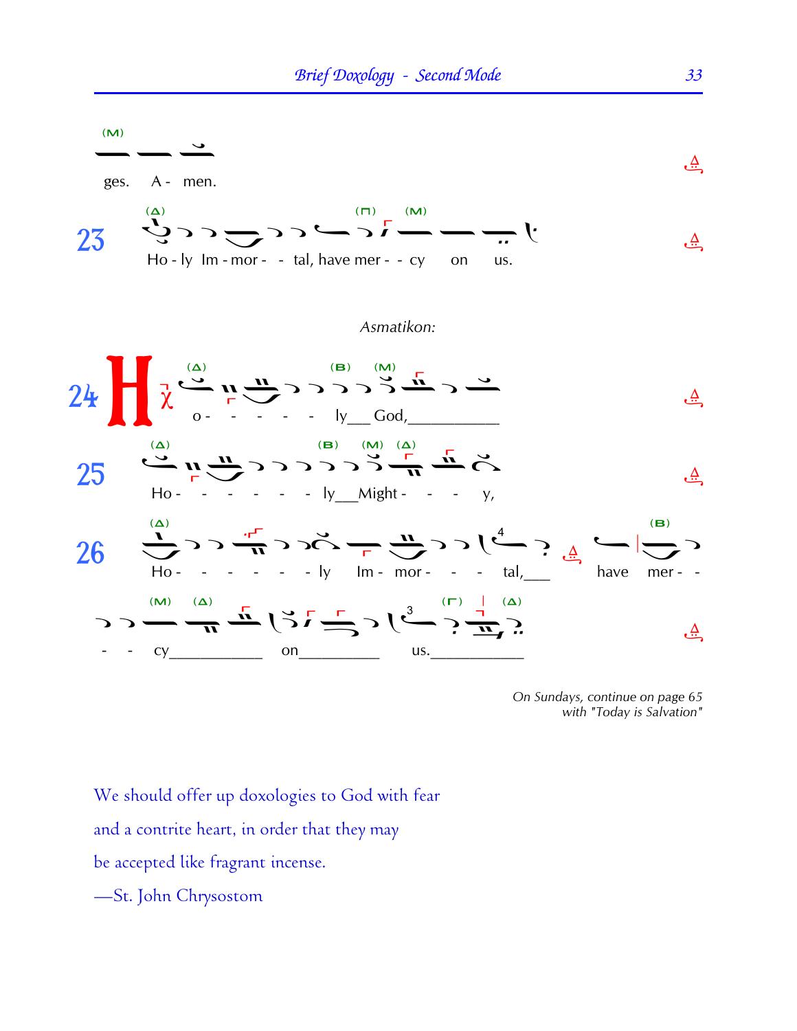ges. A - men.

23 Ho - ly Im - mor - - tal, have mer - - cy on us.

*Asmatikon:*

24 H o - - - - - ly___ God,__________

25 Ho - - - - - - ly___Might - - - y,

26 Ho - - - - - - ly Im - mor - - - tal,___ have mer - -

- - cy___________ on_________ us.___________

*On Sundays, continue on page 65 with "Today is Salvation"*

We should offer up doxologies to God with fear
and a contrite heart, in order that they may
be accepted like fragrant incense.
—St. John Chrysostom